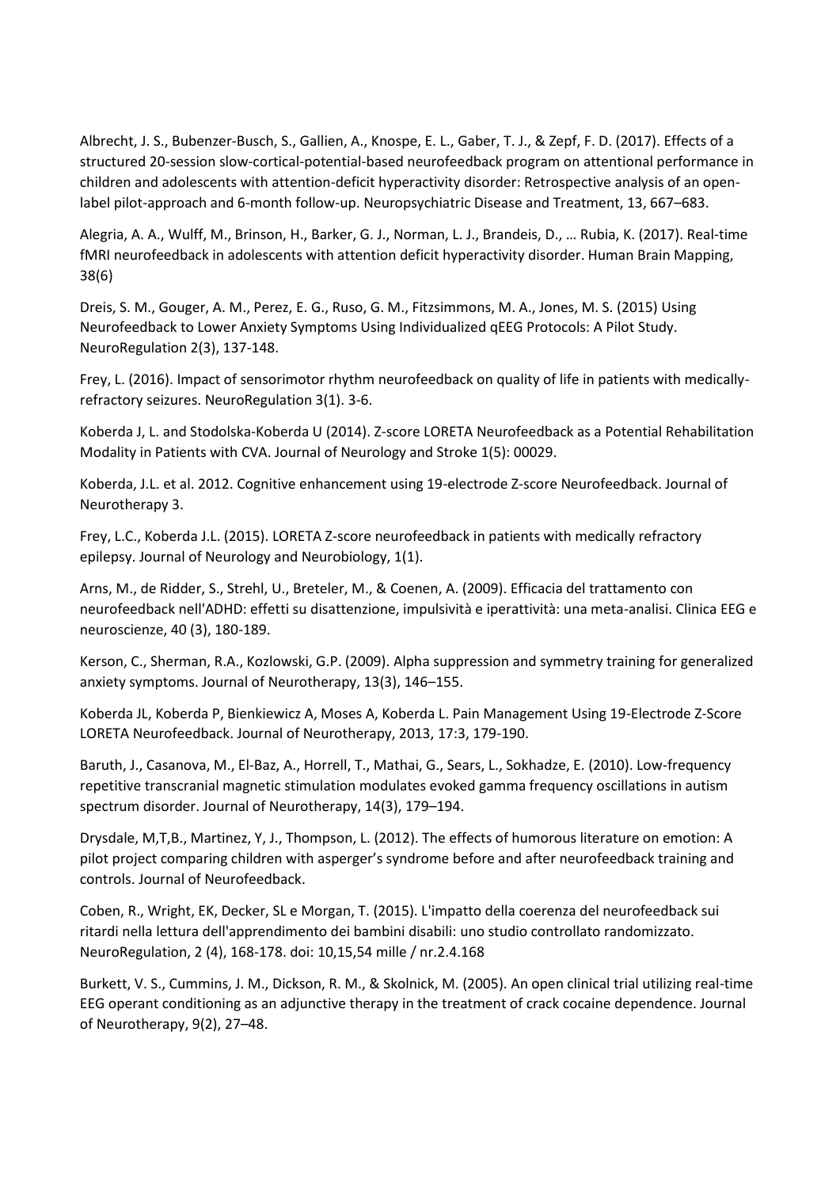Albrecht, J. S., Bubenzer-Busch, S., Gallien, A., Knospe, E. L., Gaber, T. J., & Zepf, F. D. (2017). Effects of a structured 20-session slow-cortical-potential-based neurofeedback program on attentional performance in children and adolescents with attention-deficit hyperactivity disorder: Retrospective analysis of an open-label pilot-approach and 6-month follow-up. Neuropsychiatric Disease and Treatment, 13, 667–683.

Alegria, A. A., Wulff, M., Brinson, H., Barker, G. J., Norman, L. J., Brandeis, D., … Rubia, K. (2017). Real-time fMRI neurofeedback in adolescents with attention deficit hyperactivity disorder. Human Brain Mapping, 38(6)

Dreis, S. M., Gouger, A. M., Perez, E. G., Ruso, G. M., Fitzsimmons, M. A., Jones, M. S. (2015) Using Neurofeedback to Lower Anxiety Symptoms Using Individualized qEEG Protocols: A Pilot Study. NeuroRegulation 2(3), 137-148.

Frey, L. (2016). Impact of sensorimotor rhythm neurofeedback on quality of life in patients with medically-refractory seizures. NeuroRegulation 3(1). 3-6.

Koberda J, L. and Stodolska-Koberda U (2014). Z-score LORETA Neurofeedback as a Potential Rehabilitation Modality in Patients with CVA. Journal of Neurology and Stroke 1(5): 00029.

Koberda, J.L. et al. 2012. Cognitive enhancement using 19-electrode Z-score Neurofeedback. Journal of Neurotherapy 3.

Frey, L.C., Koberda J.L. (2015). LORETA Z-score neurofeedback in patients with medically refractory epilepsy. Journal of Neurology and Neurobiology, 1(1).

Arns, M., de Ridder, S., Strehl, U., Breteler, M., & Coenen, A. (2009). Efficacia del trattamento con neurofeedback nell'ADHD: effetti su disattenzione, impulsività e iperattività: una meta-analisi. Clinica EEG e neuroscienze, 40 (3), 180-189.

Kerson, C., Sherman, R.A., Kozlowski, G.P. (2009). Alpha suppression and symmetry training for generalized anxiety symptoms. Journal of Neurotherapy, 13(3), 146–155.

Koberda JL, Koberda P, Bienkiewicz A, Moses A, Koberda L. Pain Management Using 19-Electrode Z-Score LORETA Neurofeedback. Journal of Neurotherapy, 2013, 17:3, 179-190.

Baruth, J., Casanova, M., El-Baz, A., Horrell, T., Mathai, G., Sears, L., Sokhadze, E. (2010). Low-frequency repetitive transcranial magnetic stimulation modulates evoked gamma frequency oscillations in autism spectrum disorder. Journal of Neurotherapy, 14(3), 179–194.

Drysdale, M,T,B., Martinez, Y, J., Thompson, L. (2012). The effects of humorous literature on emotion: A pilot project comparing children with asperger's syndrome before and after neurofeedback training and controls. Journal of Neurofeedback.

Coben, R., Wright, EK, Decker, SL e Morgan, T. (2015). L'impatto della coerenza del neurofeedback sui ritardi nella lettura dell'apprendimento dei bambini disabili: uno studio controllato randomizzato. NeuroRegulation, 2 (4), 168-178. doi: 10,15,54 mille / nr.2.4.168

Burkett, V. S., Cummins, J. M., Dickson, R. M., & Skolnick, M. (2005). An open clinical trial utilizing real-time EEG operant conditioning as an adjunctive therapy in the treatment of crack cocaine dependence. Journal of Neurotherapy, 9(2), 27–48.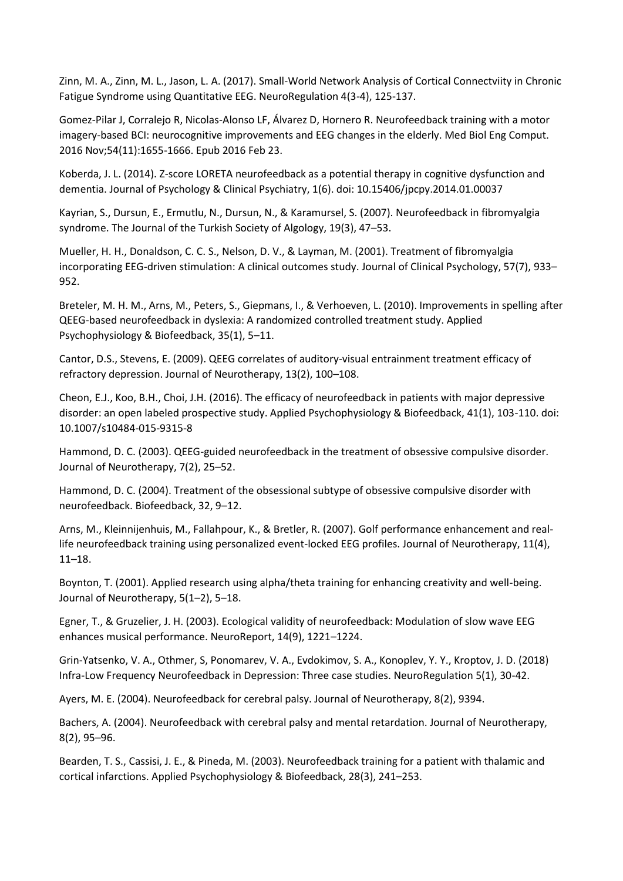Zinn, M. A., Zinn, M. L., Jason, L. A. (2017). Small-World Network Analysis of Cortical Connectviity in Chronic Fatigue Syndrome using Quantitative EEG. NeuroRegulation 4(3-4), 125-137.

Gomez-Pilar J, Corralejo R, Nicolas-Alonso LF, Álvarez D, Hornero R. Neurofeedback training with a motor imagery-based BCI: neurocognitive improvements and EEG changes in the elderly. Med Biol Eng Comput. 2016 Nov;54(11):1655-1666. Epub 2016 Feb 23.

Koberda, J. L. (2014). Z-score LORETA neurofeedback as a potential therapy in cognitive dysfunction and dementia. Journal of Psychology & Clinical Psychiatry, 1(6). doi: 10.15406/jpcpy.2014.01.00037

Kayrian, S., Dursun, E., Ermutlu, N., Dursun, N., & Karamursel, S. (2007). Neurofeedback in fibromyalgia syndrome. The Journal of the Turkish Society of Algology, 19(3), 47–53.

Mueller, H. H., Donaldson, C. C. S., Nelson, D. V., & Layman, M. (2001). Treatment of fibromyalgia incorporating EEG-driven stimulation: A clinical outcomes study. Journal of Clinical Psychology, 57(7), 933–952.

Breteler, M. H. M., Arns, M., Peters, S., Giepmans, I., & Verhoeven, L. (2010). Improvements in spelling after QEEG-based neurofeedback in dyslexia: A randomized controlled treatment study. Applied Psychophysiology & Biofeedback, 35(1), 5–11.

Cantor, D.S., Stevens, E. (2009). QEEG correlates of auditory-visual entrainment treatment efficacy of refractory depression. Journal of Neurotherapy, 13(2), 100–108.

Cheon, E.J., Koo, B.H., Choi, J.H. (2016). The efficacy of neurofeedback in patients with major depressive disorder: an open labeled prospective study. Applied Psychophysiology & Biofeedback, 41(1), 103-110. doi: 10.1007/s10484-015-9315-8

Hammond, D. C. (2003). QEEG-guided neurofeedback in the treatment of obsessive compulsive disorder. Journal of Neurotherapy, 7(2), 25–52.

Hammond, D. C. (2004). Treatment of the obsessional subtype of obsessive compulsive disorder with neurofeedback. Biofeedback, 32, 9–12.

Arns, M., Kleinnijenhuis, M., Fallahpour, K., & Bretler, R. (2007). Golf performance enhancement and real-life neurofeedback training using personalized event-locked EEG profiles. Journal of Neurotherapy, 11(4), 11–18.

Boynton, T. (2001). Applied research using alpha/theta training for enhancing creativity and well-being. Journal of Neurotherapy, 5(1–2), 5–18.

Egner, T., & Gruzelier, J. H. (2003). Ecological validity of neurofeedback: Modulation of slow wave EEG enhances musical performance. NeuroReport, 14(9), 1221–1224.

Grin-Yatsenko, V. A., Othmer, S, Ponomarev, V. A., Evdokimov, S. A., Konoplev, Y. Y., Kroptov, J. D. (2018) Infra-Low Frequency Neurofeedback in Depression: Three case studies. NeuroRegulation 5(1), 30-42.

Ayers, M. E. (2004). Neurofeedback for cerebral palsy. Journal of Neurotherapy, 8(2), 9394.

Bachers, A. (2004). Neurofeedback with cerebral palsy and mental retardation. Journal of Neurotherapy, 8(2), 95–96.

Bearden, T. S., Cassisi, J. E., & Pineda, M. (2003). Neurofeedback training for a patient with thalamic and cortical infarctions. Applied Psychophysiology & Biofeedback, 28(3), 241–253.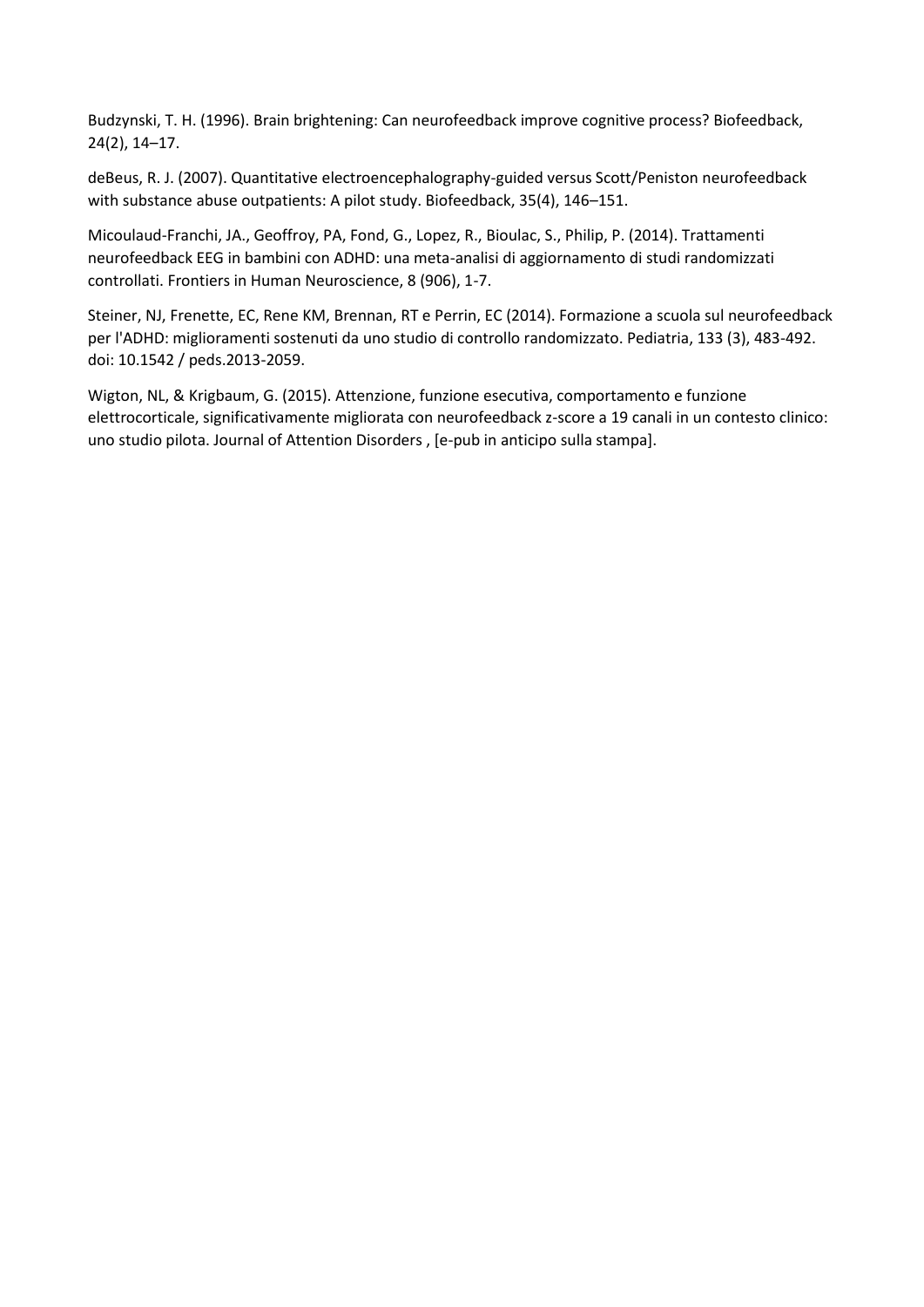Budzynski, T. H. (1996). Brain brightening: Can neurofeedback improve cognitive process? Biofeedback, 24(2), 14–17.

deBeus, R. J. (2007). Quantitative electroencephalography-guided versus Scott/Peniston neurofeedback with substance abuse outpatients: A pilot study. Biofeedback, 35(4), 146–151.

Micoulaud-Franchi, JA., Geoffroy, PA, Fond, G., Lopez, R., Bioulac, S., Philip, P. (2014). Trattamenti neurofeedback EEG in bambini con ADHD: una meta-analisi di aggiornamento di studi randomizzati controllati. Frontiers in Human Neuroscience, 8 (906), 1-7.

Steiner, NJ, Frenette, EC, Rene KM, Brennan, RT e Perrin, EC (2014). Formazione a scuola sul neurofeedback per l'ADHD: miglioramenti sostenuti da uno studio di controllo randomizzato. Pediatria, 133 (3), 483-492. doi: 10.1542 / peds.2013-2059.

Wigton, NL, & Krigbaum, G. (2015). Attenzione, funzione esecutiva, comportamento e funzione elettrocorticale, significativamente migliorata con neurofeedback z-score a 19 canali in un contesto clinico: uno studio pilota. Journal of Attention Disorders , [e-pub in anticipo sulla stampa].